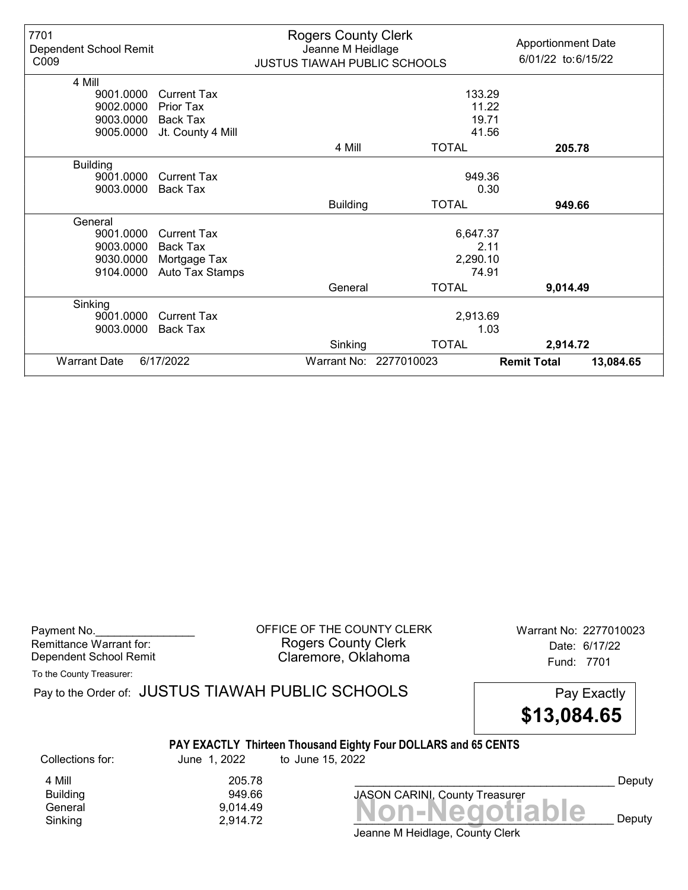7701
Dependent School Remit
C009

**Rogers County Clerk**
Jeanne M Heidlage
JUSTUS TIAWAH PUBLIC SCHOOLS

Apportionment Date
6/01/22 to:6/15/22

| Code | Description | | Amount | Total |
|---|---|---|---|---|
| **4 Mill** | | | | |
| 9001.0000 | Current Tax | | 133.29 | |
| 9002.0000 | Prior Tax | | 11.22 | |
| 9003.0000 | Back Tax | | 19.71 | |
| 9005.0000 | Jt. County 4 Mill | | 41.56 | |
| | | 4 Mill | TOTAL | **205.78** |
| **Building** | | | | |
| 9001.0000 | Current Tax | | 949.36 | |
| 9003.0000 | Back Tax | | 0.30 | |
| | | Building | TOTAL | **949.66** |
| **General** | | | | |
| 9001.0000 | Current Tax | | 6,647.37 | |
| 9003.0000 | Back Tax | | 2.11 | |
| 9030.0000 | Mortgage Tax | | 2,290.10 | |
| 9104.0000 | Auto Tax Stamps | | 74.91 | |
| | | General | TOTAL | **9,014.49** |
| **Sinking** | | | | |
| 9001.0000 | Current Tax | | 2,913.69 | |
| 9003.0000 | Back Tax | | 1.03 | |
| | | Sinking | TOTAL | **2,914.72** |

Warrant Date 6/17/2022 Warrant No: 2277010023 **Remit Total 13,084.65**

---

Payment No.________________
Remittance Warrant for:
Dependent School Remit

OFFICE OF THE COUNTY CLERK
Rogers County Clerk
Claremore, Oklahoma

Warrant No: 2277010023
Date: 6/17/22
Fund: 7701

To the County Treasurer:

Pay to the Order of: JUSTUS TIAWAH PUBLIC SCHOOLS

Pay Exactly
**$13,084.65**

**PAY EXACTLY Thirteen Thousand Eighty Four DOLLARS and 65 CENTS**

| Collections for: | June 1, 2022 to June 15, 2022 |
|---|---|
| 4 Mill | 205.78 |
| Building | 949.66 |
| General | 9,014.49 |
| Sinking | 2,914.72 |

__________________________________________ Deputy
JASON CARINI, County Treasurer

**Non-Negotiable**
__________________________________________ Deputy
Jeanne M Heidlage, County Clerk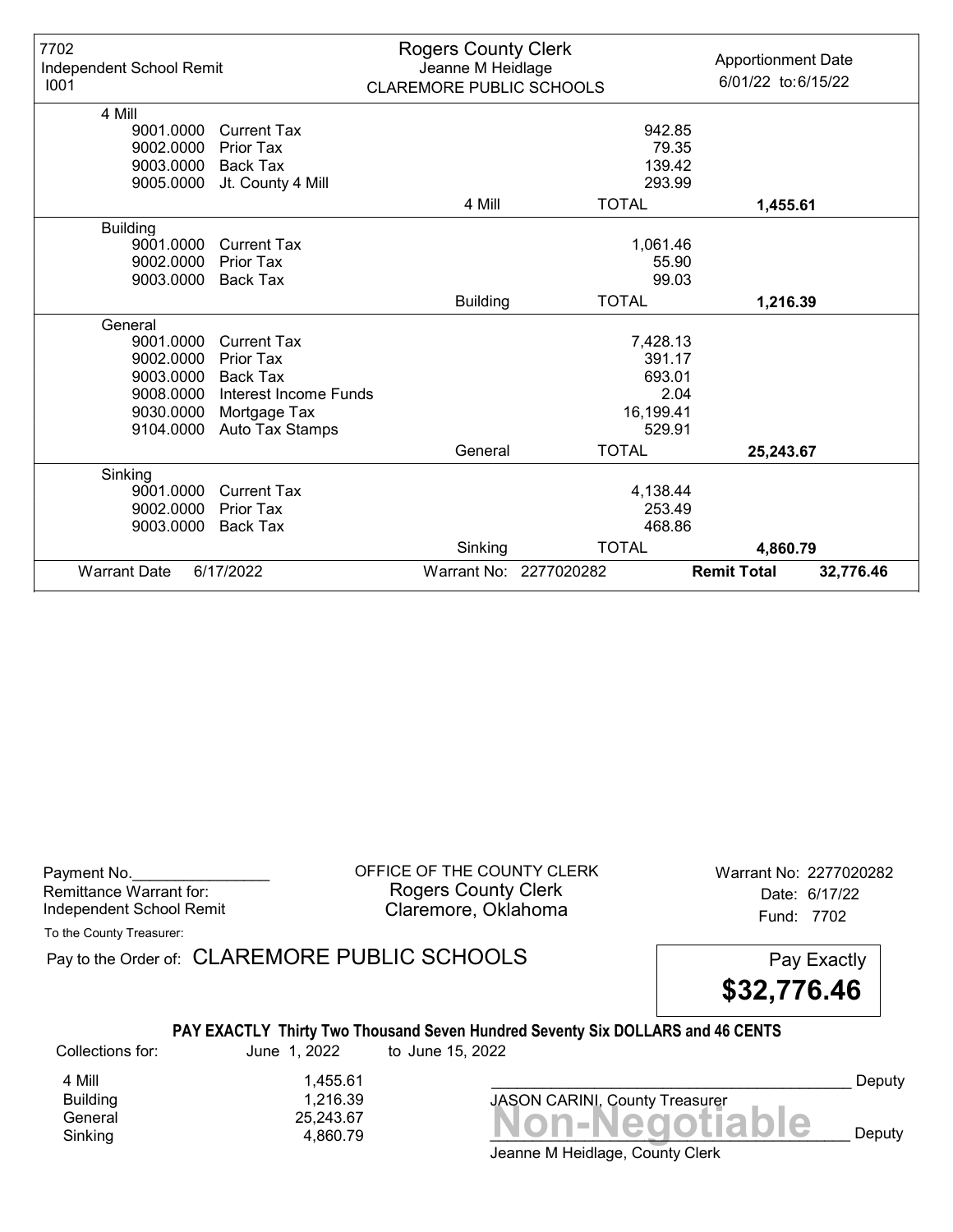7702
Independent School Remit
I001

**Rogers County Clerk**
Jeanne M Heidlage
CLAREMORE PUBLIC SCHOOLS

Apportionment Date
6/01/22 to:6/15/22

| Code | Description | | Amount | Total |
|---|---|---|---|---|
| **4 Mill** | | | | |
| 9001.0000 | Current Tax | | 942.85 | |
| 9002.0000 | Prior Tax | | 79.35 | |
| 9003.0000 | Back Tax | | 139.42 | |
| 9005.0000 | Jt. County 4 Mill | | 293.99 | |
| | | 4 Mill | TOTAL | **1,455.61** |
| **Building** | | | | |
| 9001.0000 | Current Tax | | 1,061.46 | |
| 9002.0000 | Prior Tax | | 55.90 | |
| 9003.0000 | Back Tax | | 99.03 | |
| | | Building | TOTAL | **1,216.39** |
| **General** | | | | |
| 9001.0000 | Current Tax | | 7,428.13 | |
| 9002.0000 | Prior Tax | | 391.17 | |
| 9003.0000 | Back Tax | | 693.01 | |
| 9008.0000 | Interest Income Funds | | 2.04 | |
| 9030.0000 | Mortgage Tax | | 16,199.41 | |
| 9104.0000 | Auto Tax Stamps | | 529.91 | |
| | | General | TOTAL | **25,243.67** |
| **Sinking** | | | | |
| 9001.0000 | Current Tax | | 4,138.44 | |
| 9002.0000 | Prior Tax | | 253.49 | |
| 9003.0000 | Back Tax | | 468.86 | |
| | | Sinking | TOTAL | **4,860.79** |

Warrant Date 6/17/2022 | Warrant No: 2277020282 | **Remit Total** **32,776.46**

---

Payment No.________________
Remittance Warrant for:
Independent School Remit

OFFICE OF THE COUNTY CLERK
Rogers County Clerk
Claremore, Oklahoma

Warrant No: 2277020282
Date: 6/17/22
Fund: 7702

To the County Treasurer:

Pay to the Order of: CLAREMORE PUBLIC SCHOOLS

Pay Exactly
**$32,776.46**

**PAY EXACTLY Thirty Two Thousand Seven Hundred Seventy Six DOLLARS and 46 CENTS**

Collections for: June 1, 2022 to June 15, 2022

| | |
|---|---|
| 4 Mill | 1,455.61 |
| Building | 1,216.39 |
| General | 25,243.67 |
| Sinking | 4,860.79 |

______________________________________ Deputy
JASON CARINI, County Treasurer

**Non-Negotiable**

______________________________________ Deputy
Jeanne M Heidlage, County Clerk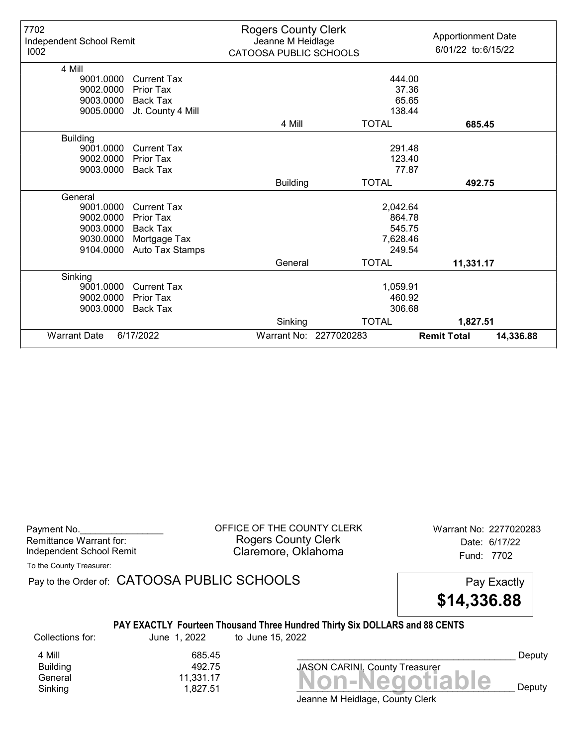7702
Independent School Remit
I002

**Rogers County Clerk**
Jeanne M Heidlage
CATOOSA PUBLIC SCHOOLS

Apportionment Date
6/01/22 to: 6/15/22

| Code | Description | | Amount | Total |
|---|---|---|---|---|
| **4 Mill** | | | | |
| 9001.0000 | Current Tax | | 444.00 | |
| 9002.0000 | Prior Tax | | 37.36 | |
| 9003.0000 | Back Tax | | 65.65 | |
| 9005.0000 | Jt. County 4 Mill | | 138.44 | |
| | | 4 Mill | TOTAL | **685.45** |
| **Building** | | | | |
| 9001.0000 | Current Tax | | 291.48 | |
| 9002.0000 | Prior Tax | | 123.40 | |
| 9003.0000 | Back Tax | | 77.87 | |
| | | Building | TOTAL | **492.75** |
| **General** | | | | |
| 9001.0000 | Current Tax | | 2,042.64 | |
| 9002.0000 | Prior Tax | | 864.78 | |
| 9003.0000 | Back Tax | | 545.75 | |
| 9030.0000 | Mortgage Tax | | 7,628.46 | |
| 9104.0000 | Auto Tax Stamps | | 249.54 | |
| | | General | TOTAL | **11,331.17** |
| **Sinking** | | | | |
| 9001.0000 | Current Tax | | 1,059.91 | |
| 9002.0000 | Prior Tax | | 460.92 | |
| 9003.0000 | Back Tax | | 306.68 | |
| | | Sinking | TOTAL | **1,827.51** |

Warrant Date 6/17/2022 | Warrant No: 2277020283 | **Remit Total 14,336.88**

---

Payment No.________________
Remittance Warrant for:
Independent School Remit

OFFICE OF THE COUNTY CLERK
Rogers County Clerk
Claremore, Oklahoma

Warrant No: 2277020283
Date: 6/17/22
Fund: 7702

To the County Treasurer:

Pay to the Order of: CATOOSA PUBLIC SCHOOLS

Pay Exactly
**$14,336.88**

**PAY EXACTLY Fourteen Thousand Three Hundred Thirty Six DOLLARS and 88 CENTS**

Collections for: June 1, 2022 to June 15, 2022

| | |
|---|---|
| 4 Mill | 685.45 |
| Building | 492.75 |
| General | 11,331.17 |
| Sinking | 1,827.51 |

_________________________________________ Deputy
JASON CARINI, County Treasurer

**Non-Negotiable**
_________________________________________ Deputy
Jeanne M Heidlage, County Clerk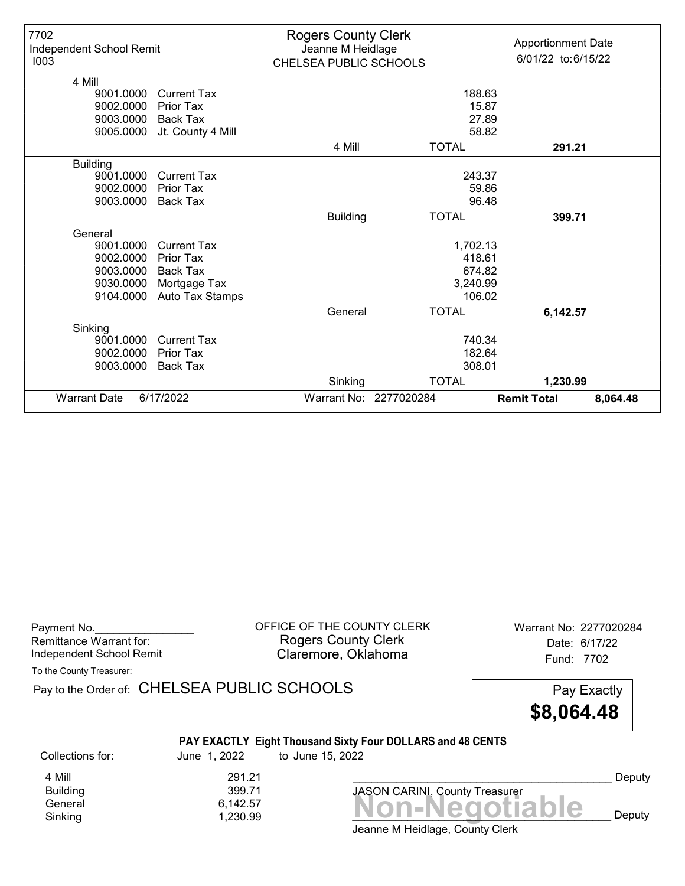7702
Independent School Remit
I003

**Rogers County Clerk**
Jeanne M Heidlage
CHELSEA PUBLIC SCHOOLS

Apportionment Date
6/01/22 to:6/15/22

| Code | Description | | Amount | Total |
|---|---|---|---|---|
| **4 Mill** | | | | |
| 9001.0000 | Current Tax | | 188.63 | |
| 9002.0000 | Prior Tax | | 15.87 | |
| 9003.0000 | Back Tax | | 27.89 | |
| 9005.0000 | Jt. County 4 Mill | | 58.82 | |
| | | 4 Mill | TOTAL | **291.21** |
| **Building** | | | | |
| 9001.0000 | Current Tax | | 243.37 | |
| 9002.0000 | Prior Tax | | 59.86 | |
| 9003.0000 | Back Tax | | 96.48 | |
| | | Building | TOTAL | **399.71** |
| **General** | | | | |
| 9001.0000 | Current Tax | | 1,702.13 | |
| 9002.0000 | Prior Tax | | 418.61 | |
| 9003.0000 | Back Tax | | 674.82 | |
| 9030.0000 | Mortgage Tax | | 3,240.99 | |
| 9104.0000 | Auto Tax Stamps | | 106.02 | |
| | | General | TOTAL | **6,142.57** |
| **Sinking** | | | | |
| 9001.0000 | Current Tax | | 740.34 | |
| 9002.0000 | Prior Tax | | 182.64 | |
| 9003.0000 | Back Tax | | 308.01 | |
| | | Sinking | TOTAL | **1,230.99** |

Warrant Date 6/17/2022 — Warrant No: 2277020284 — **Remit Total** **8,064.48**

---

Payment No.________________
Remittance Warrant for:
Independent School Remit

OFFICE OF THE COUNTY CLERK
Rogers County Clerk
Claremore, Oklahoma

Warrant No: 2277020284
Date: 6/17/22
Fund: 7702

To the County Treasurer:

Pay to the Order of: CHELSEA PUBLIC SCHOOLS

Pay Exactly **$8,064.48**

**PAY EXACTLY Eight Thousand Sixty Four DOLLARS and 48 CENTS**

Collections for: June 1, 2022 to June 15, 2022

| Fund | Amount |
|---|---|
| 4 Mill | 291.21 |
| Building | 399.71 |
| General | 6,142.57 |
| Sinking | 1,230.99 |

__________________________________________ Deputy
JASON CARINI, County Treasurer

**Non-Negotiable**

__________________________________________ Deputy
Jeanne M Heidlage, County Clerk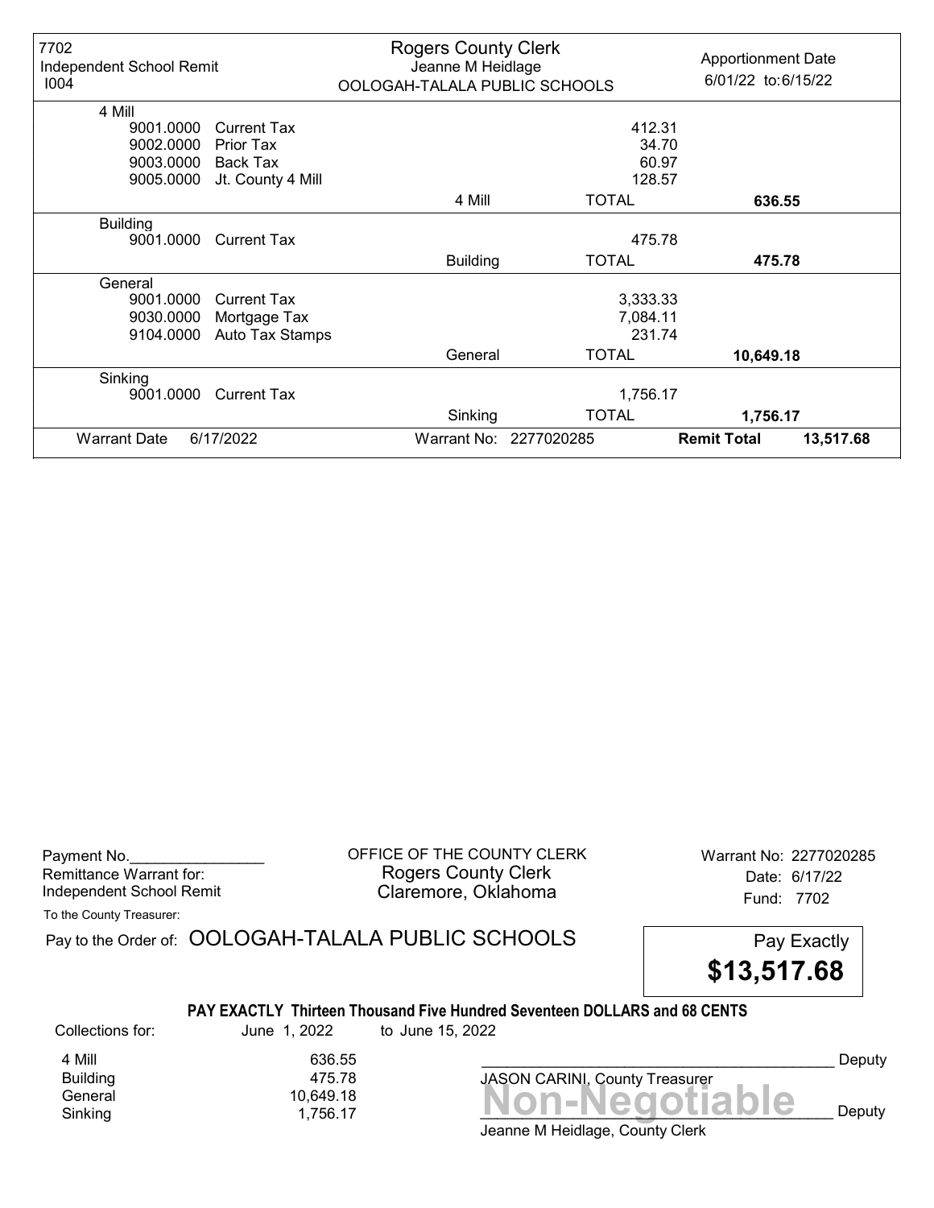7702
Independent School Remit
I004

**Rogers County Clerk**
Jeanne M Heidlage
OOLOGAH-TALALA PUBLIC SCHOOLS

Apportionment Date
6/01/22 to:6/15/22

| Code | Description | | Amount | Total |
|---|---|---|---|---|
| **4 Mill** | | | | |
| 9001.0000 | Current Tax | | 412.31 | |
| 9002.0000 | Prior Tax | | 34.70 | |
| 9003.0000 | Back Tax | | 60.97 | |
| 9005.0000 | Jt. County 4 Mill | | 128.57 | |
| | | 4 Mill | TOTAL | **636.55** |
| **Building** | | | | |
| 9001.0000 | Current Tax | | 475.78 | |
| | | Building | TOTAL | **475.78** |
| **General** | | | | |
| 9001.0000 | Current Tax | | 3,333.33 | |
| 9030.0000 | Mortgage Tax | | 7,084.11 | |
| 9104.0000 | Auto Tax Stamps | | 231.74 | |
| | | General | TOTAL | **10,649.18** |
| **Sinking** | | | | |
| 9001.0000 | Current Tax | | 1,756.17 | |
| | | Sinking | TOTAL | **1,756.17** |
| Warrant Date | 6/17/2022 | Warrant No: 2277020285 | **Remit Total** | **13,517.68** |

Payment No.\_\_\_\_\_\_\_\_\_\_\_\_\_\_\_\_
Remittance Warrant for:
Independent School Remit

OFFICE OF THE COUNTY CLERK
Rogers County Clerk
Claremore, Oklahoma

Warrant No: 2277020285
Date: 6/17/22
Fund: 7702

To the County Treasurer:

Pay to the Order of: OOLOGAH-TALALA PUBLIC SCHOOLS

Pay Exactly **$13,517.68**

**PAY EXACTLY Thirteen Thousand Five Hundred Seventeen DOLLARS and 68 CENTS**

Collections for: June 1, 2022 to June 15, 2022

| | |
|---|---|
| 4 Mill | 636.55 |
| Building | 475.78 |
| General | 10,649.18 |
| Sinking | 1,756.17 |

\_\_\_\_\_\_\_\_\_\_\_\_\_\_\_\_\_\_\_\_\_\_\_\_\_\_\_\_\_\_\_\_\_\_\_\_ Deputy
JASON CARINI, County Treasurer

**Non-Negotiable**

\_\_\_\_\_\_\_\_\_\_\_\_\_\_\_\_\_\_\_\_\_\_\_\_\_\_\_\_\_\_\_\_\_\_\_\_ Deputy
Jeanne M Heidlage, County Clerk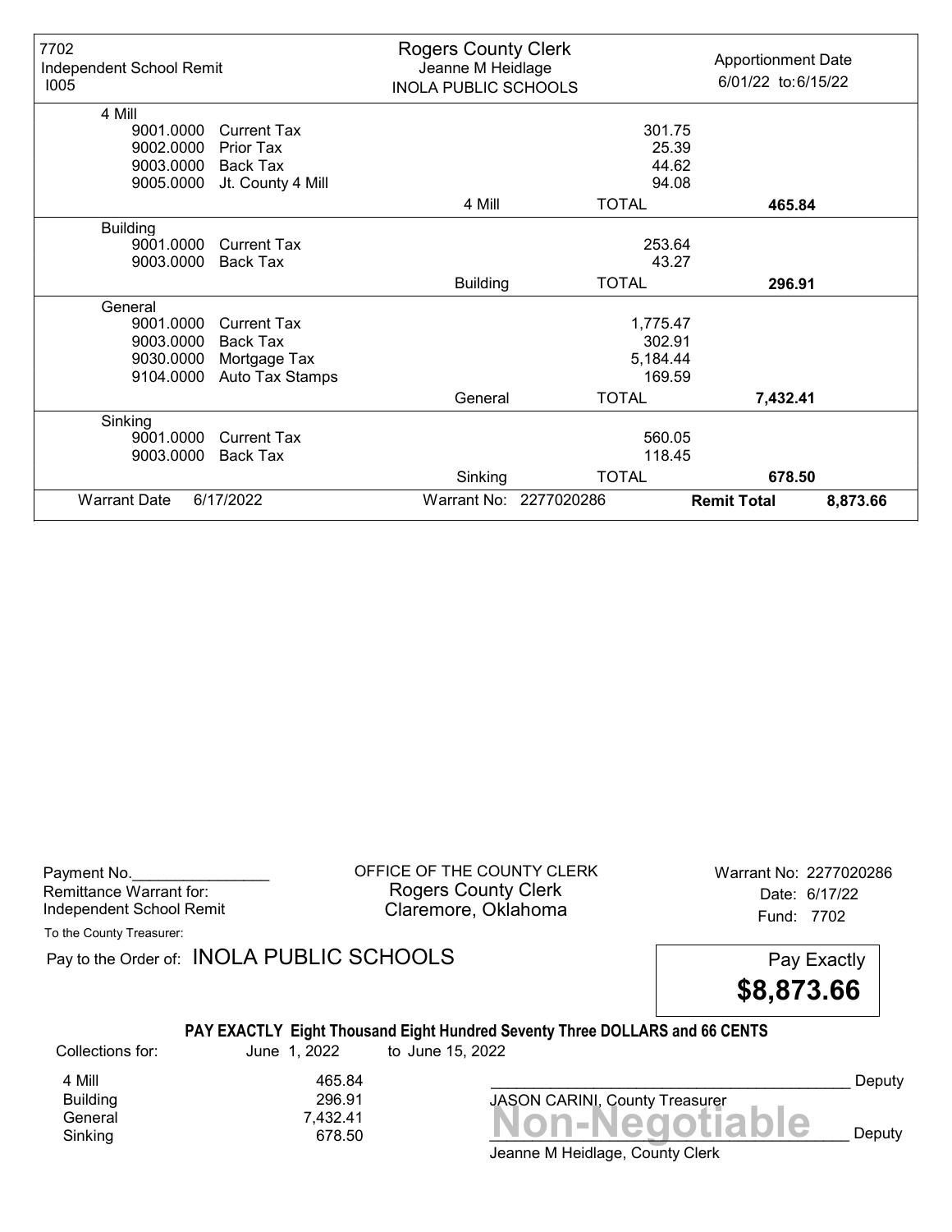| 7702 Independent School Remit I005 | Rogers County Clerk Jeanne M Heidlage INOLA PUBLIC SCHOOLS | | Apportionment Date 6/01/22 to:6/15/22 |
|---|---|---|---|
| **4 Mill** | | | |
| 9001.0000 Current Tax | | 301.75 | |
| 9002.0000 Prior Tax | | 25.39 | |
| 9003.0000 Back Tax | | 44.62 | |
| 9005.0000 Jt. County 4 Mill | | 94.08 | |
| | 4 Mill | TOTAL | **465.84** |
| **Building** | | | |
| 9001.0000 Current Tax | | 253.64 | |
| 9003.0000 Back Tax | | 43.27 | |
| | Building | TOTAL | **296.91** |
| **General** | | | |
| 9001.0000 Current Tax | | 1,775.47 | |
| 9003.0000 Back Tax | | 302.91 | |
| 9030.0000 Mortgage Tax | | 5,184.44 | |
| 9104.0000 Auto Tax Stamps | | 169.59 | |
| | General | TOTAL | **7,432.41** |
| **Sinking** | | | |
| 9001.0000 Current Tax | | 560.05 | |
| 9003.0000 Back Tax | | 118.45 | |
| | Sinking | TOTAL | **678.50** |
| Warrant Date 6/17/2022 | Warrant No: 2277020286 | | **Remit Total** 8,873.66 |

Payment No.________________
Remittance Warrant for:
Independent School Remit

OFFICE OF THE COUNTY CLERK
Rogers County Clerk
Claremore, Oklahoma

Warrant No: 2277020286
Date: 6/17/22
Fund: 7702

To the County Treasurer:

Pay to the Order of: INOLA PUBLIC SCHOOLS

Pay Exactly **$8,873.66**

**PAY EXACTLY Eight Thousand Eight Hundred Seventy Three DOLLARS and 66 CENTS**

Collections for: June 1, 2022 to June 15, 2022

| | |
|---|---|
| 4 Mill | 465.84 |
| Building | 296.91 |
| General | 7,432.41 |
| Sinking | 678.50 |

___________________________________________ Deputy
JASON CARINI, County Treasurer

**Non-Negotiable**
___________________________________________ Deputy
Jeanne M Heidlage, County Clerk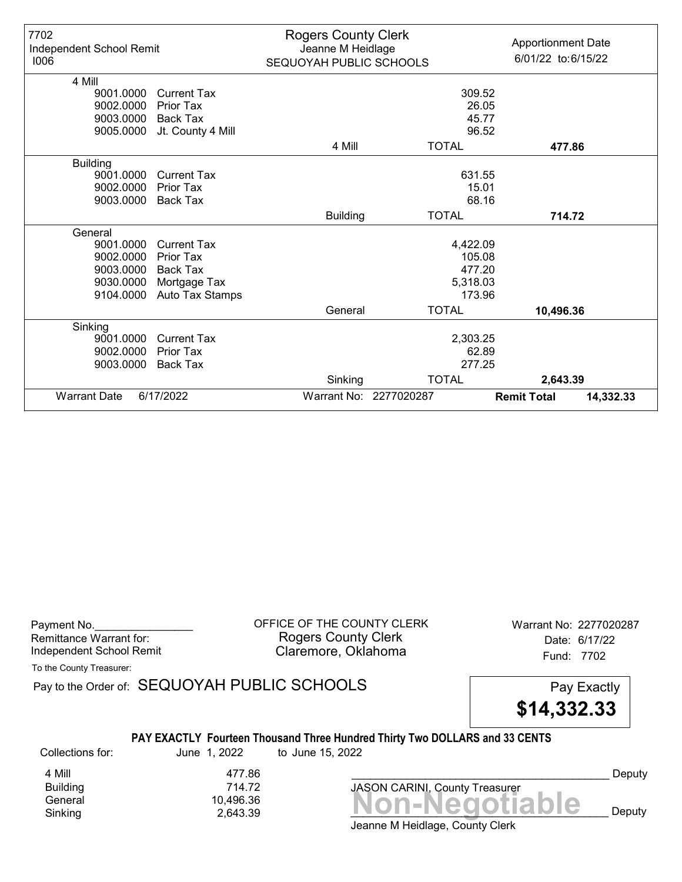7702
Independent School Remit
I006

**Rogers County Clerk**
Jeanne M Heidlage
SEQUOYAH PUBLIC SCHOOLS

Apportionment Date
6/01/22 to: 6/15/22

| Code | Description | | Amount | Total |
|---|---|---|---|---|
| **4 Mill** | | | | |
| 9001.0000 | Current Tax | | 309.52 | |
| 9002.0000 | Prior Tax | | 26.05 | |
| 9003.0000 | Back Tax | | 45.77 | |
| 9005.0000 | Jt. County 4 Mill | | 96.52 | |
| | | 4 Mill | TOTAL | **477.86** |
| **Building** | | | | |
| 9001.0000 | Current Tax | | 631.55 | |
| 9002.0000 | Prior Tax | | 15.01 | |
| 9003.0000 | Back Tax | | 68.16 | |
| | | Building | TOTAL | **714.72** |
| **General** | | | | |
| 9001.0000 | Current Tax | | 4,422.09 | |
| 9002.0000 | Prior Tax | | 105.08 | |
| 9003.0000 | Back Tax | | 477.20 | |
| 9030.0000 | Mortgage Tax | | 5,318.03 | |
| 9104.0000 | Auto Tax Stamps | | 173.96 | |
| | | General | TOTAL | **10,496.36** |
| **Sinking** | | | | |
| 9001.0000 | Current Tax | | 2,303.25 | |
| 9002.0000 | Prior Tax | | 62.89 | |
| 9003.0000 | Back Tax | | 277.25 | |
| | | Sinking | TOTAL | **2,643.39** |

Warrant Date 6/17/2022 | Warrant No: 2277020287 | **Remit Total** **14,332.33**

---

Payment No.________________
Remittance Warrant for:
Independent School Remit

OFFICE OF THE COUNTY CLERK
Rogers County Clerk
Claremore, Oklahoma

Warrant No: 2277020287
Date: 6/17/22
Fund: 7702

To the County Treasurer:

Pay to the Order of: SEQUOYAH PUBLIC SCHOOLS

Pay Exactly
**$14,332.33**

**PAY EXACTLY Fourteen Thousand Three Hundred Thirty Two DOLLARS and 33 CENTS**

Collections for: June 1, 2022 to June 15, 2022

| | |
|---|---|
| 4 Mill | 477.86 |
| Building | 714.72 |
| General | 10,496.36 |
| Sinking | 2,643.39 |

_________________________________________ Deputy
JASON CARINI, County Treasurer

**Non-Negotiable**

_________________________________________ Deputy
Jeanne M Heidlage, County Clerk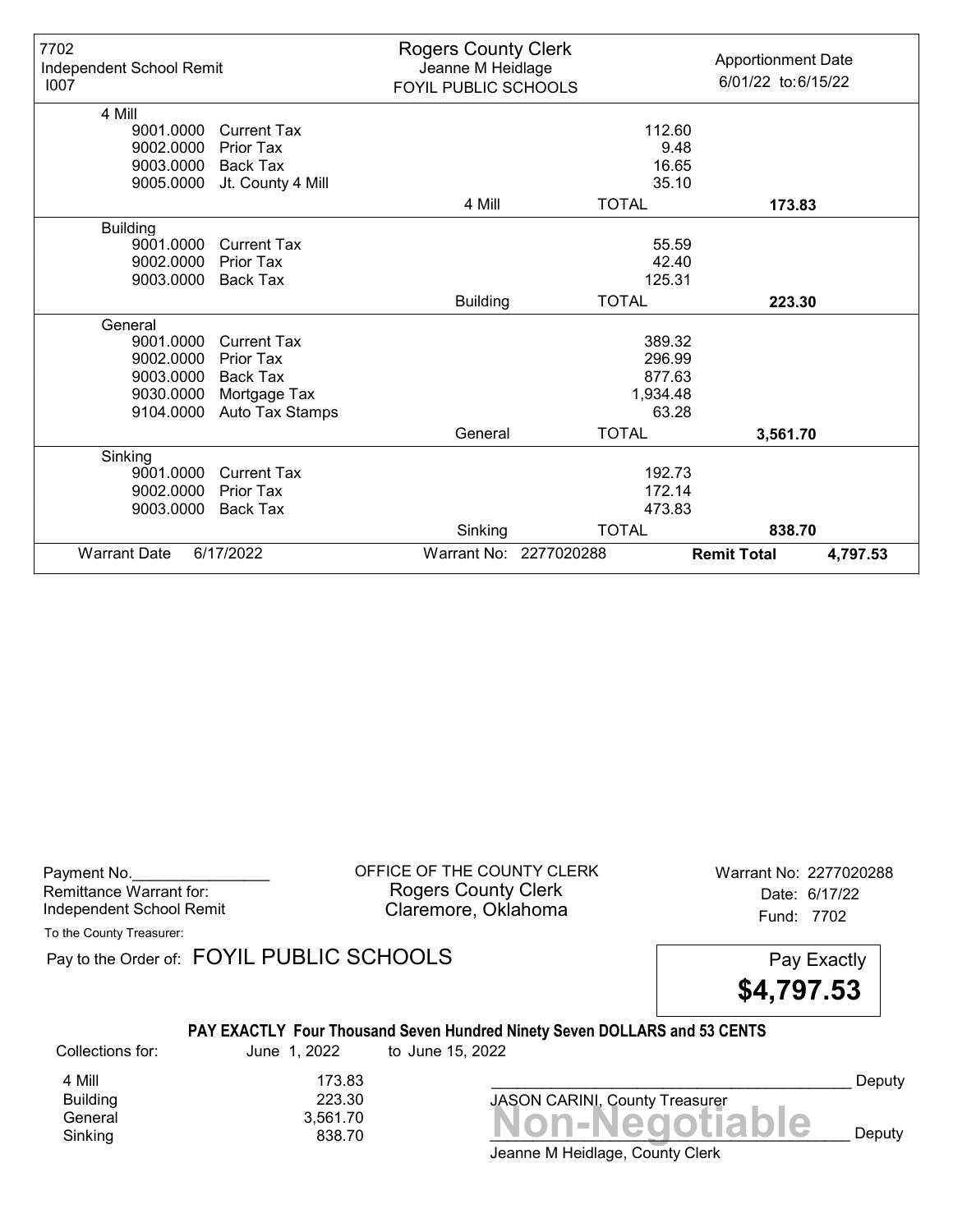| 7702 Independent School Remit I007 | Rogers County Clerk Jeanne M Heidlage FOYIL PUBLIC SCHOOLS | | Apportionment Date 6/01/22 to:6/15/22 |
|---|---|---|---|
| **4 Mill** | | | |
| 9001.0000 Current Tax | | 112.60 | |
| 9002.0000 Prior Tax | | 9.48 | |
| 9003.0000 Back Tax | | 16.65 | |
| 9005.0000 Jt. County 4 Mill | | 35.10 | |
| | 4 Mill | TOTAL | **173.83** |
| **Building** | | | |
| 9001.0000 Current Tax | | 55.59 | |
| 9002.0000 Prior Tax | | 42.40 | |
| 9003.0000 Back Tax | | 125.31 | |
| | Building | TOTAL | **223.30** |
| **General** | | | |
| 9001.0000 Current Tax | | 389.32 | |
| 9002.0000 Prior Tax | | 296.99 | |
| 9003.0000 Back Tax | | 877.63 | |
| 9030.0000 Mortgage Tax | | 1,934.48 | |
| 9104.0000 Auto Tax Stamps | | 63.28 | |
| | General | TOTAL | **3,561.70** |
| **Sinking** | | | |
| 9001.0000 Current Tax | | 192.73 | |
| 9002.0000 Prior Tax | | 172.14 | |
| 9003.0000 Back Tax | | 473.83 | |
| | Sinking | TOTAL | **838.70** |
| Warrant Date 6/17/2022 | Warrant No: 2277020288 | | **Remit Total** **4,797.53** |

Payment No.________________
Remittance Warrant for:
Independent School Remit

OFFICE OF THE COUNTY CLERK
Rogers County Clerk
Claremore, Oklahoma

Warrant No: 2277020288
Date: 6/17/22
Fund: 7702

To the County Treasurer:

Pay to the Order of: FOYIL PUBLIC SCHOOLS

Pay Exactly **$4,797.53**

**PAY EXACTLY Four Thousand Seven Hundred Ninety Seven DOLLARS and 53 CENTS**

Collections for: June 1, 2022 to June 15, 2022

| | |
|---|---|
| 4 Mill | 173.83 |
| Building | 223.30 |
| General | 3,561.70 |
| Sinking | 838.70 |

___________________________________________ Deputy
JASON CARINI, County Treasurer

**Non-Negotiable**

___________________________________________ Deputy
Jeanne M Heidlage, County Clerk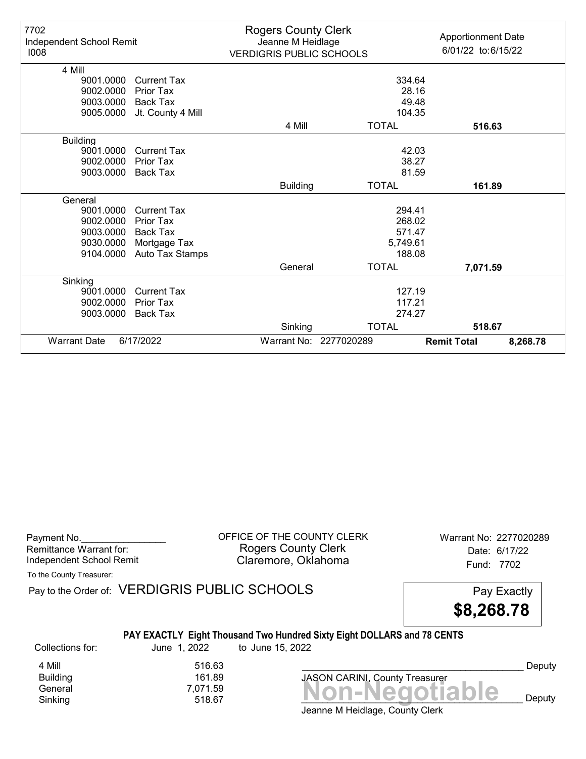7702
Independent School Remit
I008

**Rogers County Clerk**
Jeanne M Heidlage
VERDIGRIS PUBLIC SCHOOLS

Apportionment Date
6/01/22 to:6/15/22

| Code | Description | Category | Amount | Total |
|---|---|---|---|---|
| **4 Mill** | | | | |
| 9001.0000 | Current Tax | | 334.64 | |
| 9002.0000 | Prior Tax | | 28.16 | |
| 9003.0000 | Back Tax | | 49.48 | |
| 9005.0000 | Jt. County 4 Mill | | 104.35 | |
| | | 4 Mill | TOTAL | **516.63** |
| **Building** | | | | |
| 9001.0000 | Current Tax | | 42.03 | |
| 9002.0000 | Prior Tax | | 38.27 | |
| 9003.0000 | Back Tax | | 81.59 | |
| | | Building | TOTAL | **161.89** |
| **General** | | | | |
| 9001.0000 | Current Tax | | 294.41 | |
| 9002.0000 | Prior Tax | | 268.02 | |
| 9003.0000 | Back Tax | | 571.47 | |
| 9030.0000 | Mortgage Tax | | 5,749.61 | |
| 9104.0000 | Auto Tax Stamps | | 188.08 | |
| | | General | TOTAL | **7,071.59** |
| **Sinking** | | | | |
| 9001.0000 | Current Tax | | 127.19 | |
| 9002.0000 | Prior Tax | | 117.21 | |
| 9003.0000 | Back Tax | | 274.27 | |
| | | Sinking | TOTAL | **518.67** |

Warrant Date 6/17/2022 Warrant No: 2277020289 **Remit Total 8,268.78**

Payment No.________________
Remittance Warrant for:
Independent School Remit

OFFICE OF THE COUNTY CLERK
Rogers County Clerk
Claremore, Oklahoma

Warrant No: 2277020289
Date: 6/17/22
Fund: 7702

To the County Treasurer:

Pay to the Order of: VERDIGRIS PUBLIC SCHOOLS

Pay Exactly
**$8,268.78**

**PAY EXACTLY Eight Thousand Two Hundred Sixty Eight DOLLARS and 78 CENTS**

Collections for: June 1, 2022 to June 15, 2022

| | |
|---|---|
| 4 Mill | 516.63 |
| Building | 161.89 |
| General | 7,071.59 |
| Sinking | 518.67 |

___________________________________________ Deputy
JASON CARINI, County Treasurer

**Non-Negotiable**

___________________________________________ Deputy
Jeanne M Heidlage, County Clerk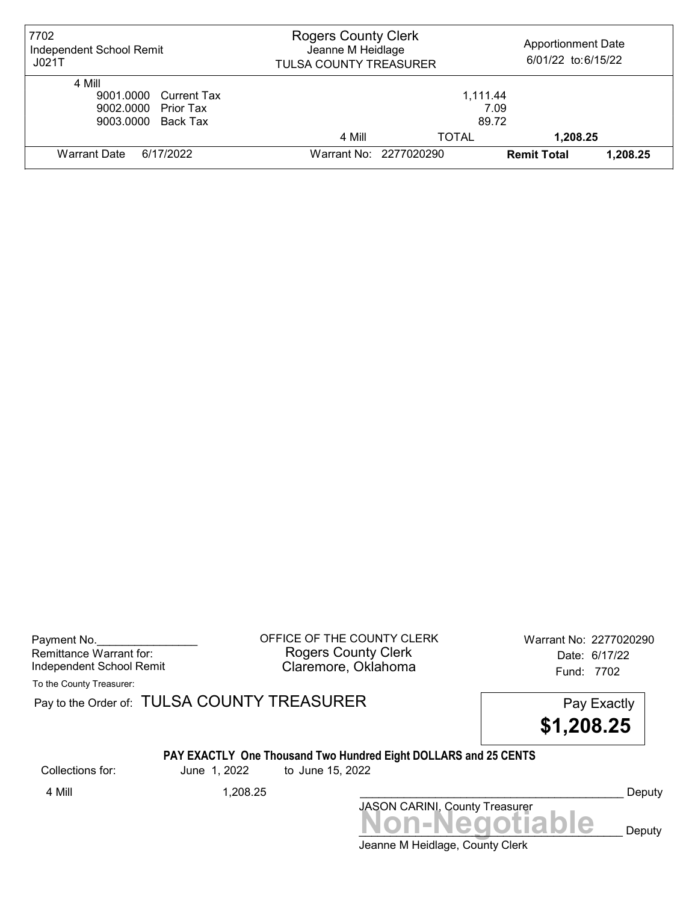| 7702<br>Independent School Remit<br>J021T | Rogers County Clerk<br>Jeanne M Heidlage<br>TULSA COUNTY TREASURER | | Apportionment Date<br>6/01/22 to:6/15/22 | |
|---|---|---|---|---|
| 4 Mill | | | | |
| 9001.0000 Current Tax | | 1,111.44 | | |
| 9002.0000 Prior Tax | | 7.09 | | |
| 9003.0000 Back Tax | | 89.72 | | |
| | 4 Mill | TOTAL | **1,208.25** | |
| Warrant Date 6/17/2022 | Warrant No: 2277020290 | | **Remit Total** | **1,208.25** |

Payment No.________________
Remittance Warrant for:
Independent School Remit

OFFICE OF THE COUNTY CLERK
Rogers County Clerk
Claremore, Oklahoma

Warrant No: 2277020290
Date: 6/17/22
Fund: 7702

To the County Treasurer:

Pay to the Order of: TULSA COUNTY TREASURER

Pay Exactly
**$1,208.25**

**PAY EXACTLY One Thousand Two Hundred Eight DOLLARS and 25 CENTS**

Collections for: June 1, 2022 to June 15, 2022

4 Mill 1,208.25

___________________________________________ Deputy
JASON CARINI, County Treasurer

**Non-Negotiable**

___________________________________________ Deputy
Jeanne M Heidlage, County Clerk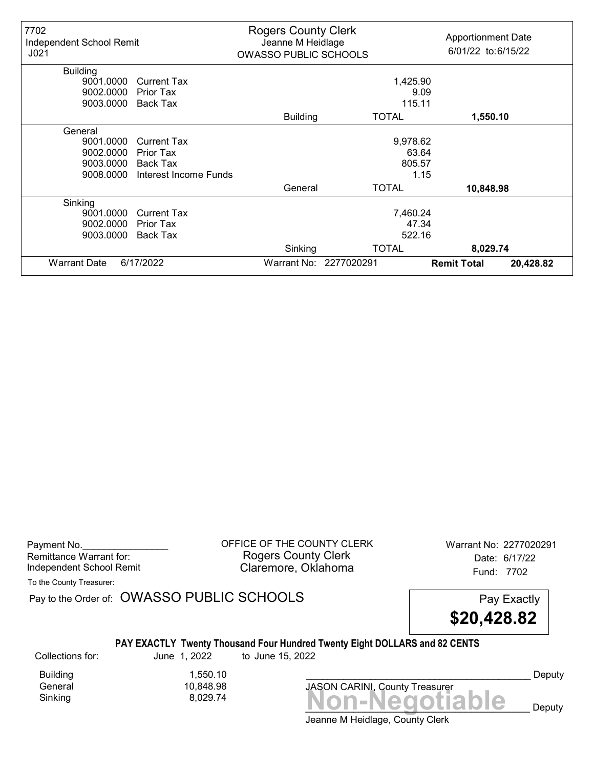| 7702<br>Independent School Remit<br>J021 | Rogers County Clerk<br>Jeanne M Heidlage<br>OWASSO PUBLIC SCHOOLS | | Apportionment Date<br>6/01/22 to:6/15/22 | |
|---|---|---|---|---|
| **Building** | | | | |
| 9001.0000 Current Tax | | 1,425.90 | | |
| 9002.0000 Prior Tax | | 9.09 | | |
| 9003.0000 Back Tax | | 115.11 | | |
| | Building | TOTAL | **1,550.10** | |
| **General** | | | | |
| 9001.0000 Current Tax | | 9,978.62 | | |
| 9002.0000 Prior Tax | | 63.64 | | |
| 9003.0000 Back Tax | | 805.57 | | |
| 9008.0000 Interest Income Funds | | 1.15 | | |
| | General | TOTAL | **10,848.98** | |
| **Sinking** | | | | |
| 9001.0000 Current Tax | | 7,460.24 | | |
| 9002.0000 Prior Tax | | 47.34 | | |
| 9003.0000 Back Tax | | 522.16 | | |
| | Sinking | TOTAL | **8,029.74** | |
| Warrant Date 6/17/2022 | Warrant No: 2277020291 | | **Remit Total** | **20,428.82** |

Payment No.________________
Remittance Warrant for:
Independent School Remit

OFFICE OF THE COUNTY CLERK
Rogers County Clerk
Claremore, Oklahoma

Warrant No: 2277020291
Date: 6/17/22
Fund: 7702

To the County Treasurer:

Pay to the Order of: OWASSO PUBLIC SCHOOLS

Pay Exactly
**$20,428.82**

**PAY EXACTLY Twenty Thousand Four Hundred Twenty Eight DOLLARS and 82 CENTS**

Collections for: June 1, 2022 to June 15, 2022

| | |
|---|---|
| Building | 1,550.10 |
| General | 10,848.98 |
| Sinking | 8,029.74 |

_________________________________________ Deputy
JASON CARINI, County Treasurer

**Non-Negotiable**

_________________________________________ Deputy
Jeanne M Heidlage, County Clerk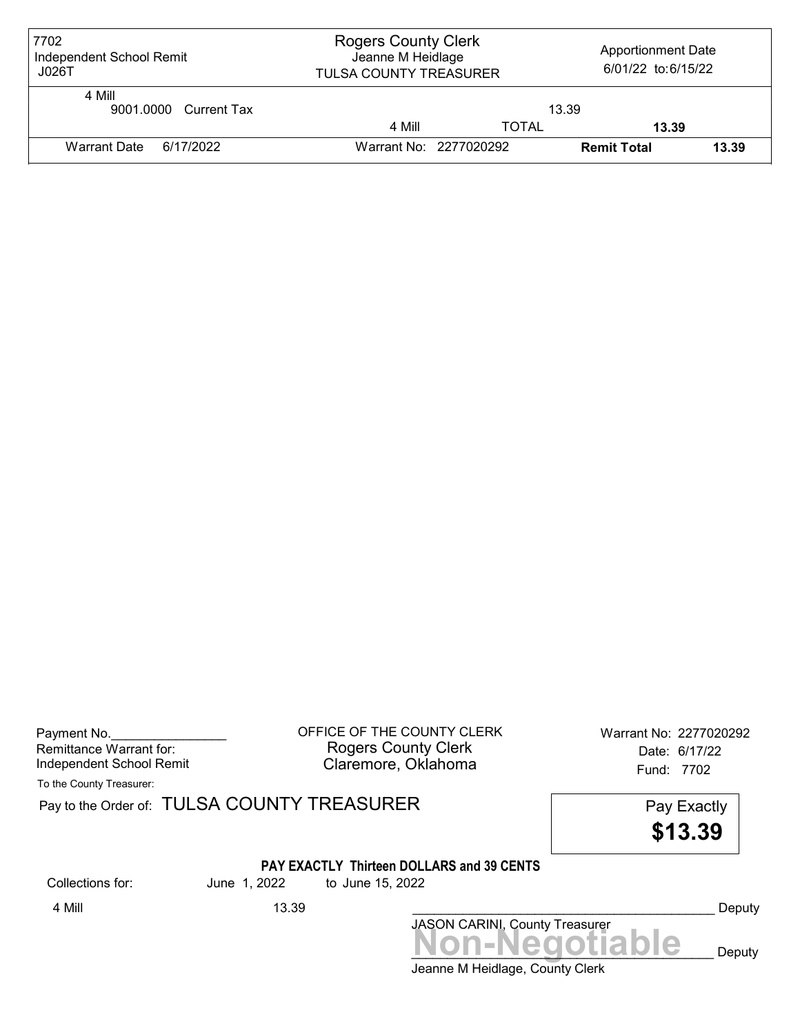| 7702<br>Independent School Remit<br>J026T | Rogers County Clerk<br>Jeanne M Heidlage<br>TULSA COUNTY TREASURER | | Apportionment Date<br>6/01/22 to:6/15/22 | |
|---|---|---|---|---|
| 4 Mill<br>9001.0000 Current Tax | | | 13.39 | |
| | 4 Mill | TOTAL | **13.39** | |
| Warrant Date 6/17/2022 | Warrant No: 2277020292 | | **Remit Total** | **13.39** |

Payment No.________________
Remittance Warrant for:
Independent School Remit

OFFICE OF THE COUNTY CLERK
Rogers County Clerk
Claremore, Oklahoma

Warrant No: 2277020292
Date: 6/17/22
Fund: 7702

To the County Treasurer:

Pay to the Order of: TULSA COUNTY TREASURER

Pay Exactly
**$13.39**

**PAY EXACTLY Thirteen DOLLARS and 39 CENTS**

Collections for: June 1, 2022 to June 15, 2022

4 Mill 13.39

___________________________________________ Deputy
JASON CARINI, County Treasurer

**Non-Negotiable**
___________________________________________ Deputy
Jeanne M Heidlage, County Clerk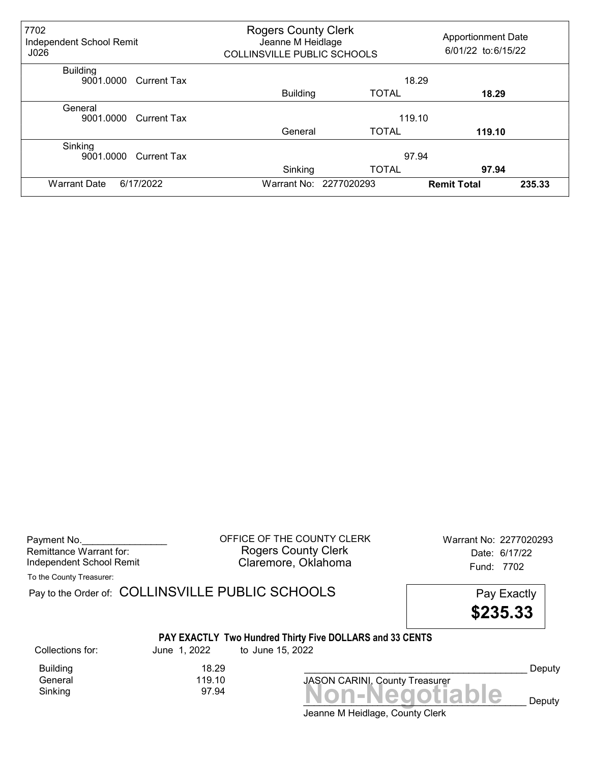| 7702 Independent School Remit J026 | Rogers County Clerk Jeanne M Heidlage COLLINSVILLE PUBLIC SCHOOLS | | Apportionment Date 6/01/22 to:6/15/22 |
|---|---|---|---|
| Building | | | |
| 9001.0000 Current Tax | | 18.29 | |
| | Building | TOTAL | **18.29** |
| General | | | |
| 9001.0000 Current Tax | | 119.10 | |
| | General | TOTAL | **119.10** |
| Sinking | | | |
| 9001.0000 Current Tax | | 97.94 | |
| | Sinking | TOTAL | **97.94** |
| Warrant Date 6/17/2022 | Warrant No: 2277020293 | | **Remit Total** 235.33 |

Payment No.________________
Remittance Warrant for:
Independent School Remit

OFFICE OF THE COUNTY CLERK
Rogers County Clerk
Claremore, Oklahoma

Warrant No: 2277020293
Date: 6/17/22
Fund: 7702

To the County Treasurer:

Pay to the Order of: COLLINSVILLE PUBLIC SCHOOLS

Pay Exactly **$235.33**

**PAY EXACTLY Two Hundred Thirty Five DOLLARS and 33 CENTS**

Collections for: June 1, 2022 to June 15, 2022

| | |
|---|---|
| Building | 18.29 |
| General | 119.10 |
| Sinking | 97.94 |

__________________________________________ Deputy
JASON CARINI, County Treasurer

**Non-Negotiable**

__________________________________________ Deputy
Jeanne M Heidlage, County Clerk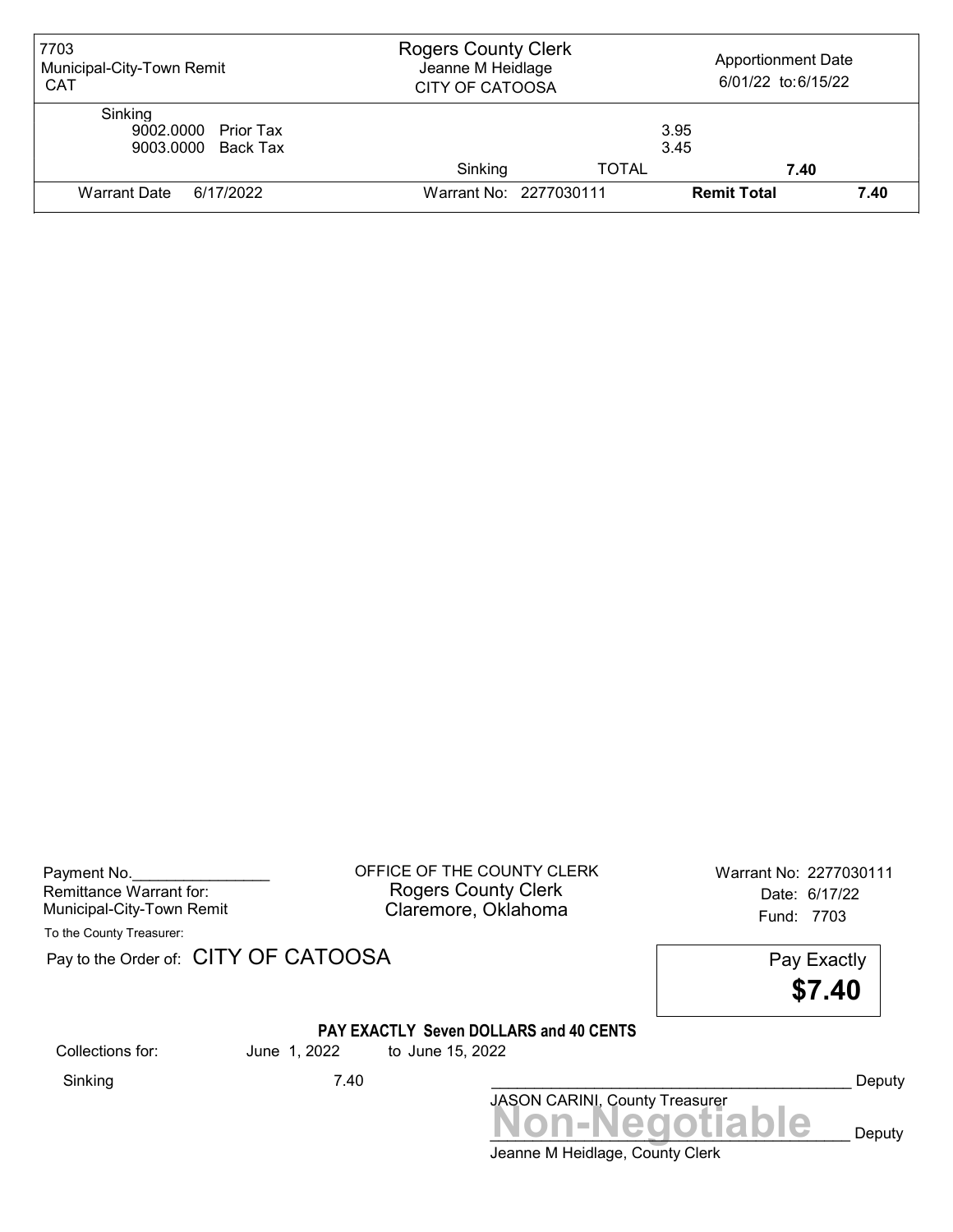| 7703 Municipal-City-Town Remit CAT | Rogers County Clerk Jeanne M Heidlage CITY OF CATOOSA | | Apportionment Date 6/01/22 to:6/15/22 | |
|---|---|---|---|---|
| Sinking | | | | |
| 9002.0000 Prior Tax | | | 3.95 | |
| 9003.0000 Back Tax | | | 3.45 | |
| | Sinking | TOTAL | 7.40 | |
| Warrant Date 6/17/2022 | Warrant No: 2277030111 | | **Remit Total** | **7.40** |

Payment No.________________
Remittance Warrant for:
Municipal-City-Town Remit

OFFICE OF THE COUNTY CLERK
Rogers County Clerk
Claremore, Oklahoma

Warrant No: 2277030111
Date: 6/17/22
Fund: 7703

To the County Treasurer:

Pay to the Order of: CITY OF CATOOSA

Pay Exactly
**$7.40**

**PAY EXACTLY Seven DOLLARS and 40 CENTS**

Collections for: June 1, 2022 to June 15, 2022

Sinking 7.40

__________________________________________ Deputy
JASON CARINI, County Treasurer

Non-Negotiable

__________________________________________ Deputy
Jeanne M Heidlage, County Clerk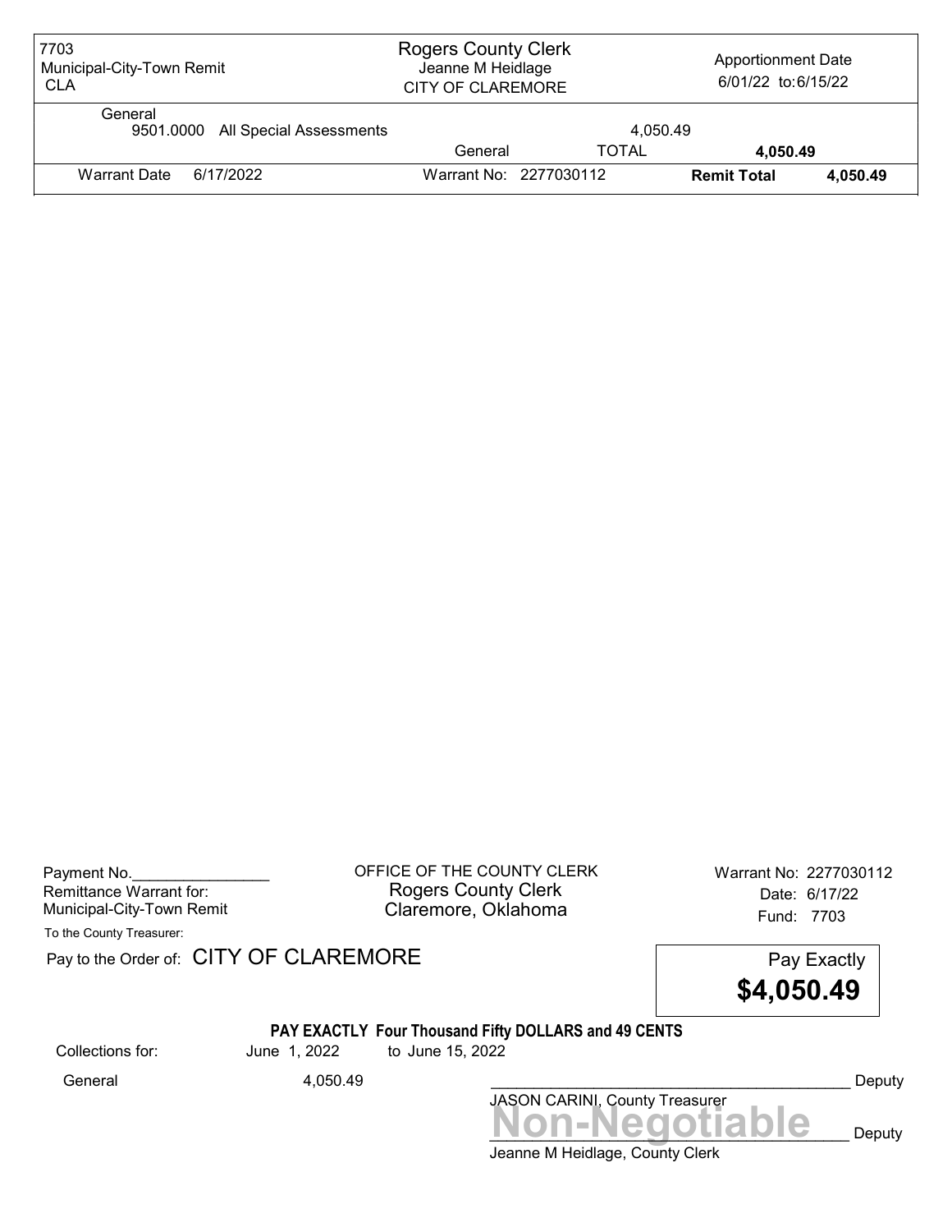| 7703 Municipal-City-Town Remit CLA | Rogers County Clerk Jeanne M Heidlage CITY OF CLAREMORE | | Apportionment Date 6/01/22 to: 6/15/22 | |
|---|---|---|---|---|
| General | | | | |
| 9501.0000 All Special Assessments | | 4,050.49 | | |
| | General | TOTAL | **4,050.49** | |
| Warrant Date 6/17/2022 | Warrant No: 2277030112 | | **Remit Total** | **4,050.49** |

Payment No.________________
Remittance Warrant for:
Municipal-City-Town Remit

OFFICE OF THE COUNTY CLERK
Rogers County Clerk
Claremore, Oklahoma

Warrant No: 2277030112
Date: 6/17/22
Fund: 7703

To the County Treasurer:

Pay to the Order of: CITY OF CLAREMORE

Pay Exactly
**$4,050.49**

**PAY EXACTLY Four Thousand Fifty DOLLARS and 49 CENTS**

Collections for: June 1, 2022 to June 15, 2022

General 4,050.49

____________________________________________ Deputy
JASON CARINI, County Treasurer

**Non-Negotiable**
____________________________________________ Deputy
Jeanne M Heidlage, County Clerk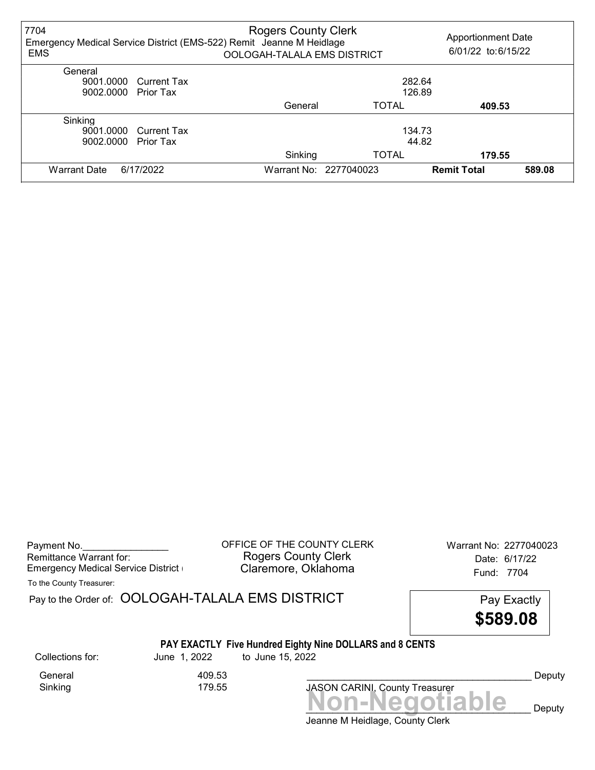7704
Emergency Medical Service District (EMS-522) Remit Jeanne M Heidlage
EMS

Rogers County Clerk
OOLOGAH-TALALA EMS DISTRICT

Apportionment Date
6/01/22 to: 6/15/22

| | | | | |
|---|---|---|---|---|
| General | | | | |
| 9001.0000 | Current Tax | | 282.64 | |
| 9002.0000 | Prior Tax | | 126.89 | |
| | | General | TOTAL | 409.53 |
| Sinking | | | | |
| 9001.0000 | Current Tax | | 134.73 | |
| 9002.0000 | Prior Tax | | 44.82 | |
| | | Sinking | TOTAL | 179.55 |
| Warrant Date | 6/17/2022 | Warrant No: 2277040023 | **Remit Total** | 589.08 |

Payment No.________________
Remittance Warrant for:
Emergency Medical Service District (

OFFICE OF THE COUNTY CLERK
Rogers County Clerk
Claremore, Oklahoma

Warrant No: 2277040023
Date: 6/17/22
Fund: 7704

To the County Treasurer:

Pay to the Order of: OOLOGAH-TALALA EMS DISTRICT

Pay Exactly
**$589.08**

**PAY EXACTLY Five Hundred Eighty Nine DOLLARS and 8 CENTS**

| Collections for: | June 1, 2022 | to June 15, 2022 |
|---|---|---|
| General | 409.53 | |
| Sinking | 179.55 | |

__________________________________________ Deputy
JASON CARINI, County Treasurer

**Non-Negotiable**
__________________________________________ Deputy
Jeanne M Heidlage, County Clerk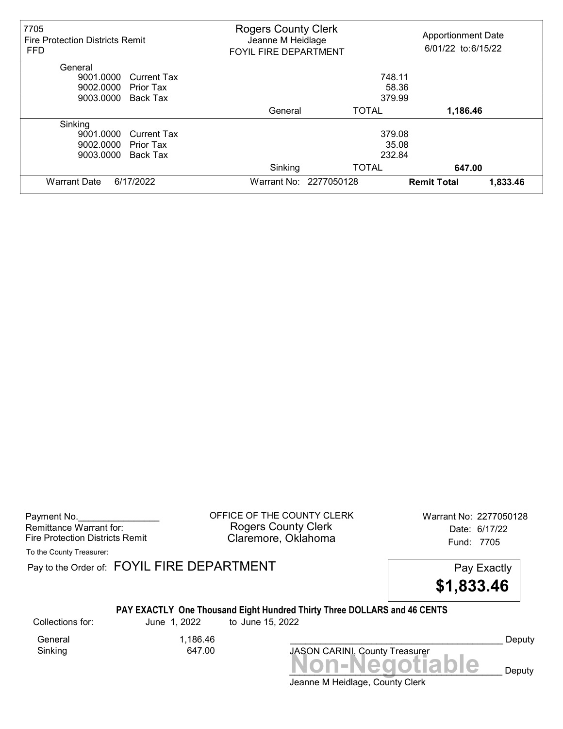| 7705 Fire Protection Districts Remit FFD | Rogers County Clerk Jeanne M Heidlage FOYIL FIRE DEPARTMENT | | Apportionment Date 6/01/22 to: 6/15/22 |
|---|---|---|---|
| **General** | | | |
| 9001.0000 Current Tax | | 748.11 | |
| 9002.0000 Prior Tax | | 58.36 | |
| 9003.0000 Back Tax | | 379.99 | |
| | General | TOTAL | **1,186.46** |
| **Sinking** | | | |
| 9001.0000 Current Tax | | 379.08 | |
| 9002.0000 Prior Tax | | 35.08 | |
| 9003.0000 Back Tax | | 232.84 | |
| | Sinking | TOTAL | **647.00** |
| Warrant Date 6/17/2022 | Warrant No: 2277050128 | **Remit Total** | **1,833.46** |

Payment No.________________
Remittance Warrant for:
Fire Protection Districts Remit

OFFICE OF THE COUNTY CLERK
Rogers County Clerk
Claremore, Oklahoma

Warrant No: 2277050128
Date: 6/17/22
Fund: 7705

To the County Treasurer:

Pay to the Order of: FOYIL FIRE DEPARTMENT

Pay Exactly **$1,833.46**

**PAY EXACTLY One Thousand Eight Hundred Thirty Three DOLLARS and 46 CENTS**

Collections for: June 1, 2022 to June 15, 2022

| | |
|---|---|
| General | 1,186.46 |
| Sinking | 647.00 |

__________________________________________ Deputy
JASON CARINI, County Treasurer

**Non-Negotiable**

__________________________________________ Deputy
Jeanne M Heidlage, County Clerk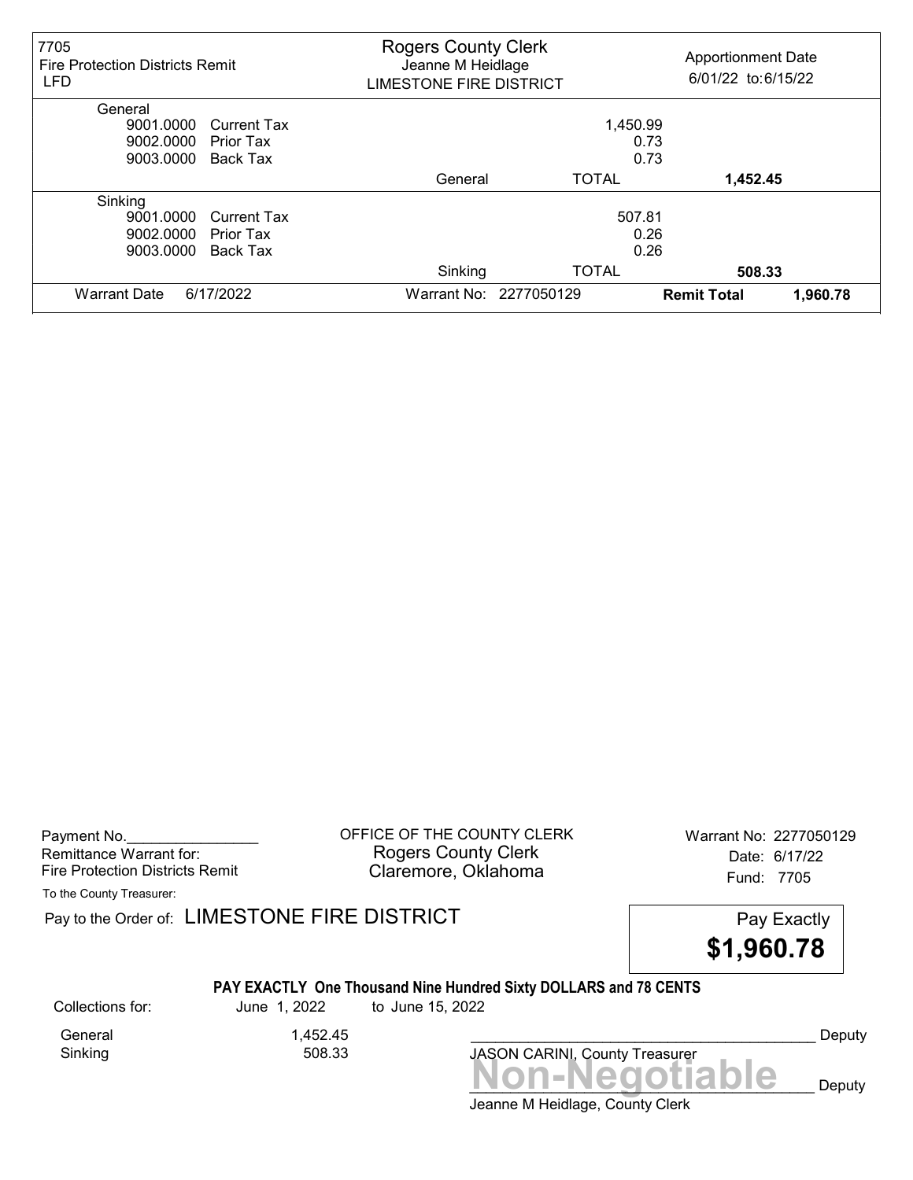| 7705 Fire Protection Districts Remit LFD | Rogers County Clerk Jeanne M Heidlage LIMESTONE FIRE DISTRICT | | Apportionment Date 6/01/22 to: 6/15/22 |
|---|---|---|---|
| **General** | | | |
| 9001.0000 Current Tax | | 1,450.99 | |
| 9002.0000 Prior Tax | | 0.73 | |
| 9003.0000 Back Tax | | 0.73 | |
| | General | TOTAL | **1,452.45** |
| **Sinking** | | | |
| 9001.0000 Current Tax | | 507.81 | |
| 9002.0000 Prior Tax | | 0.26 | |
| 9003.0000 Back Tax | | 0.26 | |
| | Sinking | TOTAL | **508.33** |
| Warrant Date 6/17/2022 | Warrant No: 2277050129 | **Remit Total** | **1,960.78** |

Payment No.________________
Remittance Warrant for:
Fire Protection Districts Remit

OFFICE OF THE COUNTY CLERK
Rogers County Clerk
Claremore, Oklahoma

Warrant No: 2277050129
Date: 6/17/22
Fund: 7705

To the County Treasurer:

Pay to the Order of: LIMESTONE FIRE DISTRICT

Pay Exactly **$1,960.78**

**PAY EXACTLY One Thousand Nine Hundred Sixty DOLLARS and 78 CENTS**

Collections for: June 1, 2022 to June 15, 2022

| | |
|---|---|
| General | 1,452.45 |
| Sinking | 508.33 |

__________________________________________ Deputy
JASON CARINI, County Treasurer

**Non-Negotiable**

__________________________________________ Deputy
Jeanne M Heidlage, County Clerk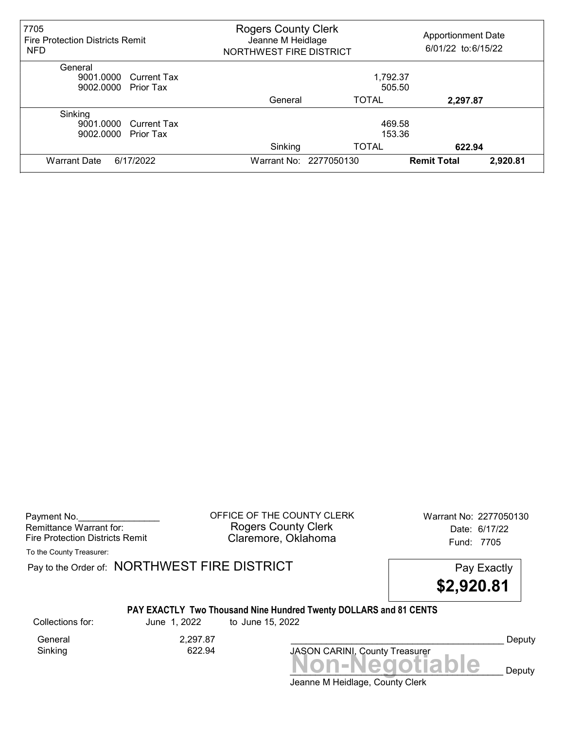| 7705 Fire Protection Districts Remit NFD | Rogers County Clerk Jeanne M Heidlage NORTHWEST FIRE DISTRICT | | Apportionment Date 6/01/22 to:6/15/22 | |
|---|---|---|---|---|
| **General** | | | | |
| 9001.0000 Current Tax | | 1,792.37 | | |
| 9002.0000 Prior Tax | | 505.50 | | |
| | General | TOTAL | **2,297.87** | |
| **Sinking** | | | | |
| 9001.0000 Current Tax | | 469.58 | | |
| 9002.0000 Prior Tax | | 153.36 | | |
| | Sinking | TOTAL | **622.94** | |
| Warrant Date 6/17/2022 | Warrant No: 2277050130 | | **Remit Total** | **2,920.81** |

Payment No.________________

Remittance Warrant for:
Fire Protection Districts Remit

OFFICE OF THE COUNTY CLERK
Rogers County Clerk
Claremore, Oklahoma

Warrant No: 2277050130
Date: 6/17/22
Fund: 7705

To the County Treasurer:

Pay to the Order of: NORTHWEST FIRE DISTRICT

Pay Exactly **$2,920.81**

**PAY EXACTLY Two Thousand Nine Hundred Twenty DOLLARS and 81 CENTS**

| Collections for: | June 1, 2022 | to June 15, 2022 |
|---|---|---|
| General | 2,297.87 | |
| Sinking | 622.94 | |

_________________________________________ Deputy
JASON CARINI, County Treasurer

**Non-Negotiable**

_________________________________________ Deputy
Jeanne M Heidlage, County Clerk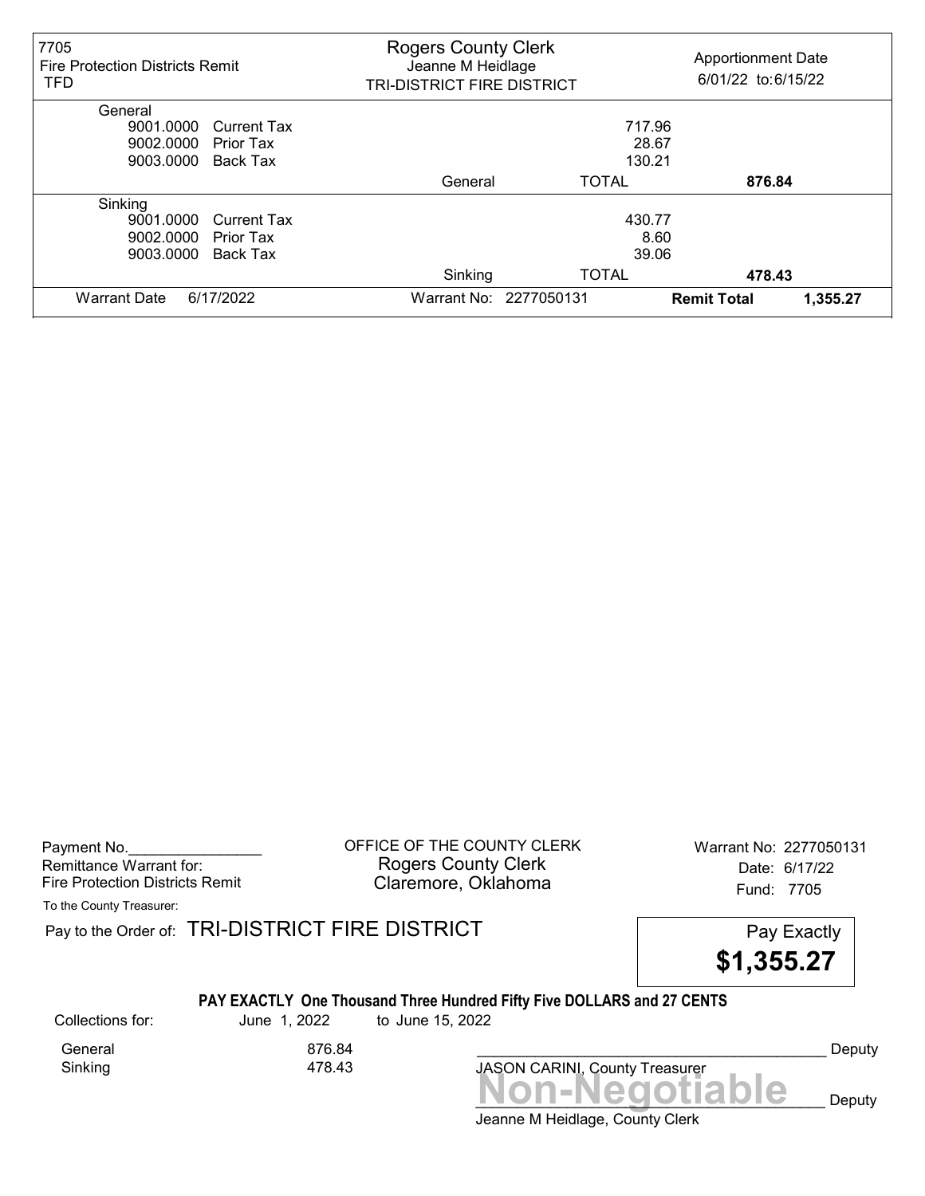| 7705 Fire Protection Districts Remit TFD | Rogers County Clerk Jeanne M Heidlage TRI-DISTRICT FIRE DISTRICT | | Apportionment Date 6/01/22 to:6/15/22 |
|---|---|---|---|
| **General** | | | |
| 9001.0000 Current Tax | | 717.96 | |
| 9002.0000 Prior Tax | | 28.67 | |
| 9003.0000 Back Tax | | 130.21 | |
| | General | TOTAL | **876.84** |
| **Sinking** | | | |
| 9001.0000 Current Tax | | 430.77 | |
| 9002.0000 Prior Tax | | 8.60 | |
| 9003.0000 Back Tax | | 39.06 | |
| | Sinking | TOTAL | **478.43** |
| Warrant Date 6/17/2022 | Warrant No: 2277050131 | **Remit Total** | **1,355.27** |

Payment No.________________
Remittance Warrant for:
Fire Protection Districts Remit

OFFICE OF THE COUNTY CLERK
Rogers County Clerk
Claremore, Oklahoma

Warrant No: 2277050131
Date: 6/17/22
Fund: 7705

To the County Treasurer:

Pay to the Order of: TRI-DISTRICT FIRE DISTRICT

Pay Exactly
**$1,355.27**

**PAY EXACTLY One Thousand Three Hundred Fifty Five DOLLARS and 27 CENTS**

| Collections for: | June 1, 2022 | to June 15, 2022 |
|---|---|---|
| General | 876.84 | |
| Sinking | 478.43 | |

_________________________________________ Deputy
JASON CARINI, County Treasurer

**Non-Negotiable**

_________________________________________ Deputy
Jeanne M Heidlage, County Clerk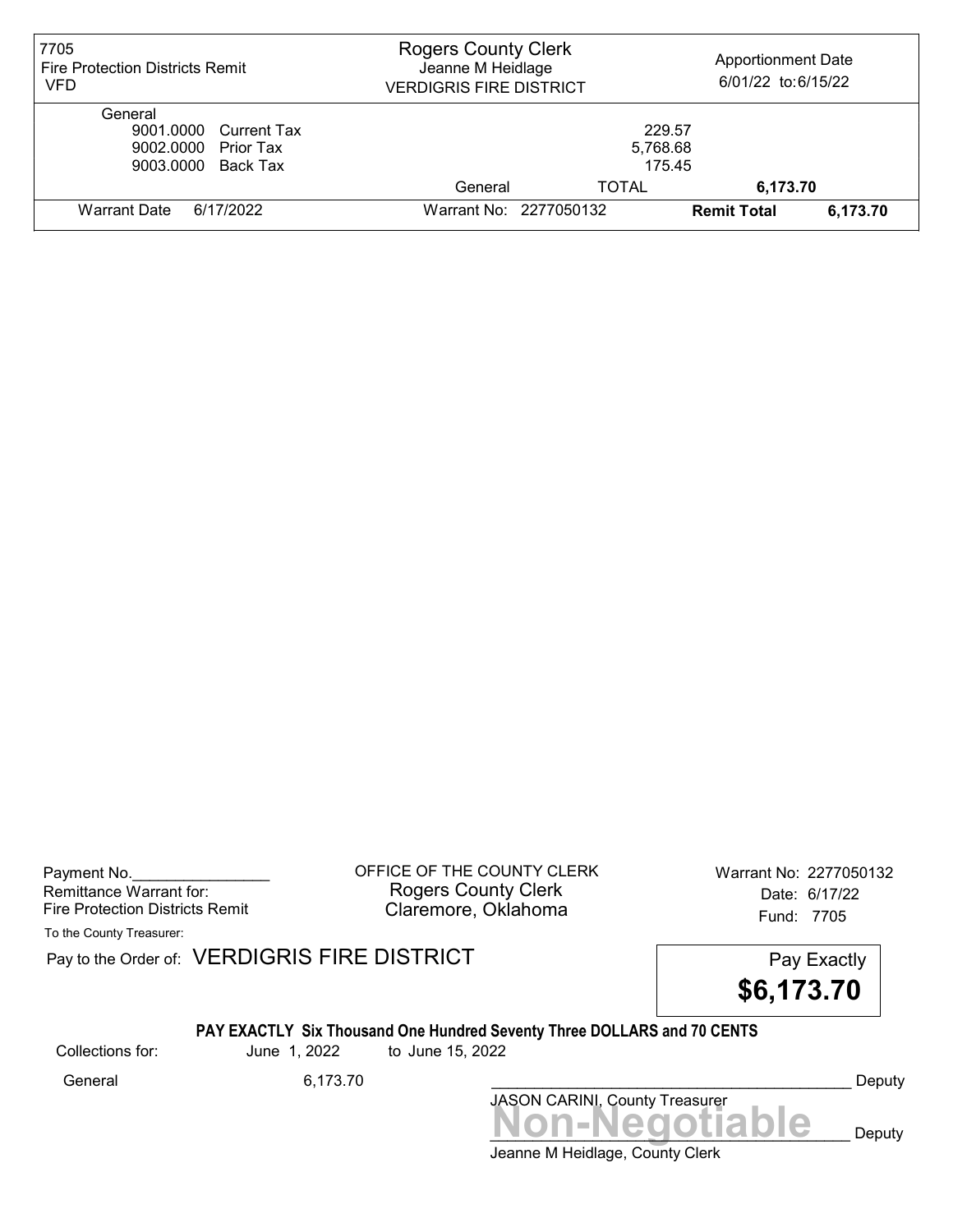| 7705 Fire Protection Districts Remit VFD | Rogers County Clerk Jeanne M Heidlage VERDIGRIS FIRE DISTRICT | Apportionment Date 6/01/22 to:6/15/22 |
|---|---|---|

| General | | | |
|---|---|---|---|
| 9001.0000 | Current Tax | 229.57 | |
| 9002.0000 | Prior Tax | 5,768.68 | |
| 9003.0000 | Back Tax | 175.45 | |
| | General | TOTAL | 6,173.70 |
| Warrant Date 6/17/2022 | Warrant No: 2277050132 | Remit Total | 6,173.70 |

Payment No.________________
Remittance Warrant for:
Fire Protection Districts Remit

OFFICE OF THE COUNTY CLERK
Rogers County Clerk
Claremore, Oklahoma

Warrant No: 2277050132
Date: 6/17/22
Fund: 7705

To the County Treasurer:

Pay to the Order of: VERDIGRIS FIRE DISTRICT

Pay Exactly
**$6,173.70**

**PAY EXACTLY Six Thousand One Hundred Seventy Three DOLLARS and 70 CENTS**

Collections for: June 1, 2022 to June 15, 2022

General 6,173.70

_____________________________________________ Deputy
JASON CARINI, County Treasurer

**Non-Negotiable**

_____________________________________________ Deputy
Jeanne M Heidlage, County Clerk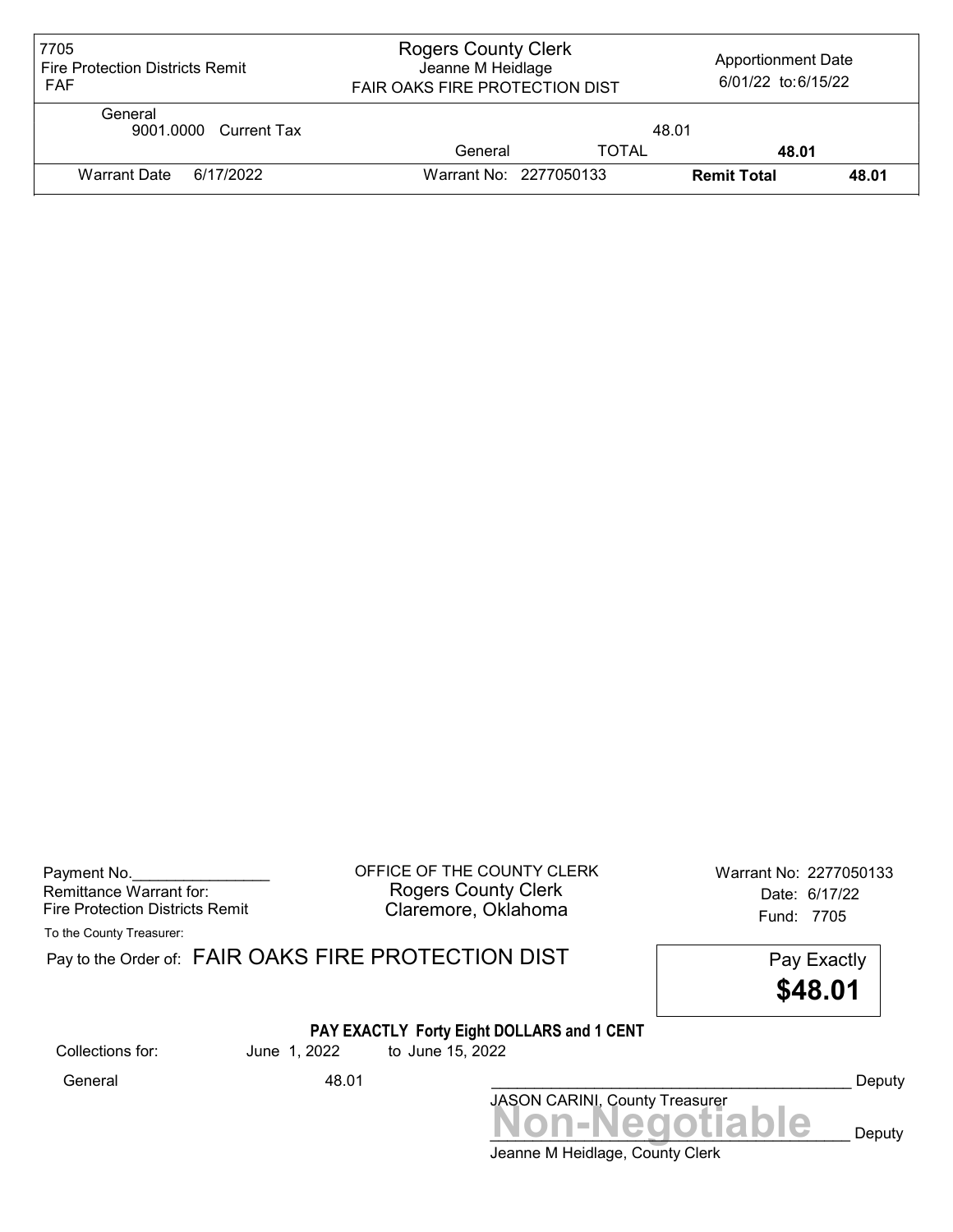| 7705 Fire Protection Districts Remit FAF | Rogers County Clerk Jeanne M Heidlage FAIR OAKS FIRE PROTECTION DIST | Apportionment Date 6/01/22 to:6/15/22 |
|---|---|---|

General

| | | | |
|---|---|---|---|
| 9001.0000 Current Tax | | 48.01 | |
| | General | TOTAL | **48.01** |
| Warrant Date 6/17/2022 | Warrant No: 2277050133 | **Remit Total** | **48.01** |

Payment No.________________
Remittance Warrant for:
Fire Protection Districts Remit

OFFICE OF THE COUNTY CLERK
Rogers County Clerk
Claremore, Oklahoma

Warrant No: 2277050133
Date: 6/17/22
Fund: 7705

To the County Treasurer:

Pay to the Order of: FAIR OAKS FIRE PROTECTION DIST

Pay Exactly
**$48.01**

**PAY EXACTLY Forty Eight DOLLARS and 1 CENT**

Collections for: June 1, 2022 to June 15, 2022

General 48.01

__________________________________________ Deputy
JASON CARINI, County Treasurer

**Non-Negotiable**
__________________________________________ Deputy
Jeanne M Heidlage, County Clerk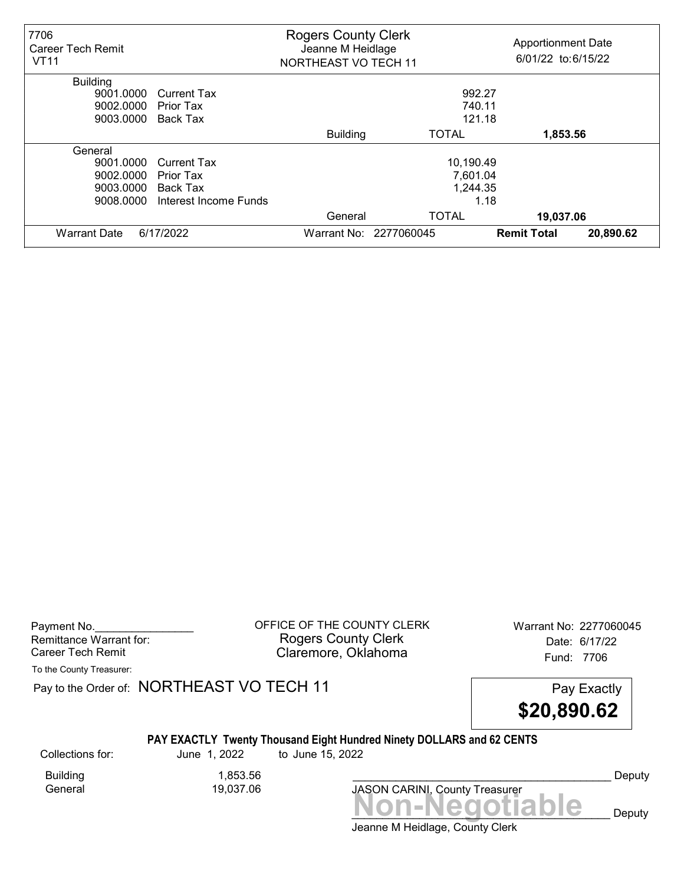| 7706 Career Tech Remit VT11 | Rogers County Clerk Jeanne M Heidlage NORTHEAST VO TECH 11 | | Apportionment Date 6/01/22 to:6/15/22 |
|---|---|---|---|
| **Building** | | | |
| 9001.0000 Current Tax | | 992.27 | |
| 9002.0000 Prior Tax | | 740.11 | |
| 9003.0000 Back Tax | | 121.18 | |
| | Building | TOTAL | **1,853.56** |
| **General** | | | |
| 9001.0000 Current Tax | | 10,190.49 | |
| 9002.0000 Prior Tax | | 7,601.04 | |
| 9003.0000 Back Tax | | 1,244.35 | |
| 9008.0000 Interest Income Funds | | 1.18 | |
| | General | TOTAL | **19,037.06** |
| Warrant Date 6/17/2022 | Warrant No: 2277060045 | **Remit Total** | **20,890.62** |

Payment No.________________
Remittance Warrant for:
Career Tech Remit

OFFICE OF THE COUNTY CLERK
Rogers County Clerk
Claremore, Oklahoma

Warrant No: 2277060045
Date: 6/17/22
Fund: 7706

To the County Treasurer:

Pay to the Order of: NORTHEAST VO TECH 11

Pay Exactly
**$20,890.62**

**PAY EXACTLY Twenty Thousand Eight Hundred Ninety DOLLARS and 62 CENTS**

Collections for: June 1, 2022 to June 15, 2022

| | |
|---|---|
| Building | 1,853.56 |
| General | 19,037.06 |

_______________________________________ Deputy
JASON CARINI, County Treasurer

**Non-Negotiable**

_______________________________________ Deputy
Jeanne M Heidlage, County Clerk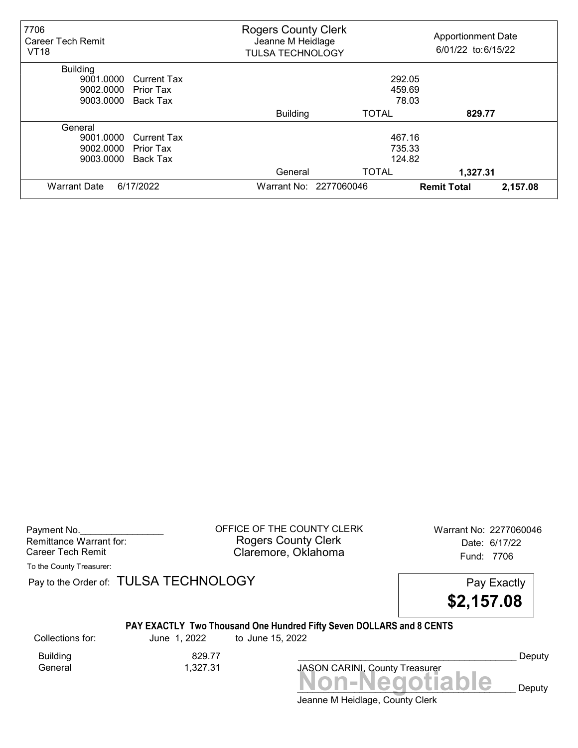| 7706 Career Tech Remit VT18 | Rogers County Clerk Jeanne M Heidlage TULSA TECHNOLOGY | | Apportionment Date 6/01/22 to:6/15/22 | |
|---|---|---|---|---|
| Building | | | | |
| 9001.0000 Current Tax | | 292.05 | | |
| 9002.0000 Prior Tax | | 459.69 | | |
| 9003.0000 Back Tax | | 78.03 | | |
| | Building | TOTAL | **829.77** | |
| General | | | | |
| 9001.0000 Current Tax | | 467.16 | | |
| 9002.0000 Prior Tax | | 735.33 | | |
| 9003.0000 Back Tax | | 124.82 | | |
| | General | TOTAL | **1,327.31** | |
| Warrant Date 6/17/2022 | Warrant No: 2277060046 | | **Remit Total** | **2,157.08** |

Payment No.________________
Remittance Warrant for:
Career Tech Remit

OFFICE OF THE COUNTY CLERK
Rogers County Clerk
Claremore, Oklahoma

Warrant No: 2277060046
Date: 6/17/22
Fund: 7706

To the County Treasurer:

Pay to the Order of: TULSA TECHNOLOGY

Pay Exactly
**$2,157.08**

**PAY EXACTLY Two Thousand One Hundred Fifty Seven DOLLARS and 8 CENTS**

Collections for: June 1, 2022 to June 15, 2022

| | |
|---|---|
| Building | 829.77 |
| General | 1,327.31 |

__________________________________________ Deputy
JASON CARINI, County Treasurer

**Non-Negotiable**
__________________________________________ Deputy
Jeanne M Heidlage, County Clerk